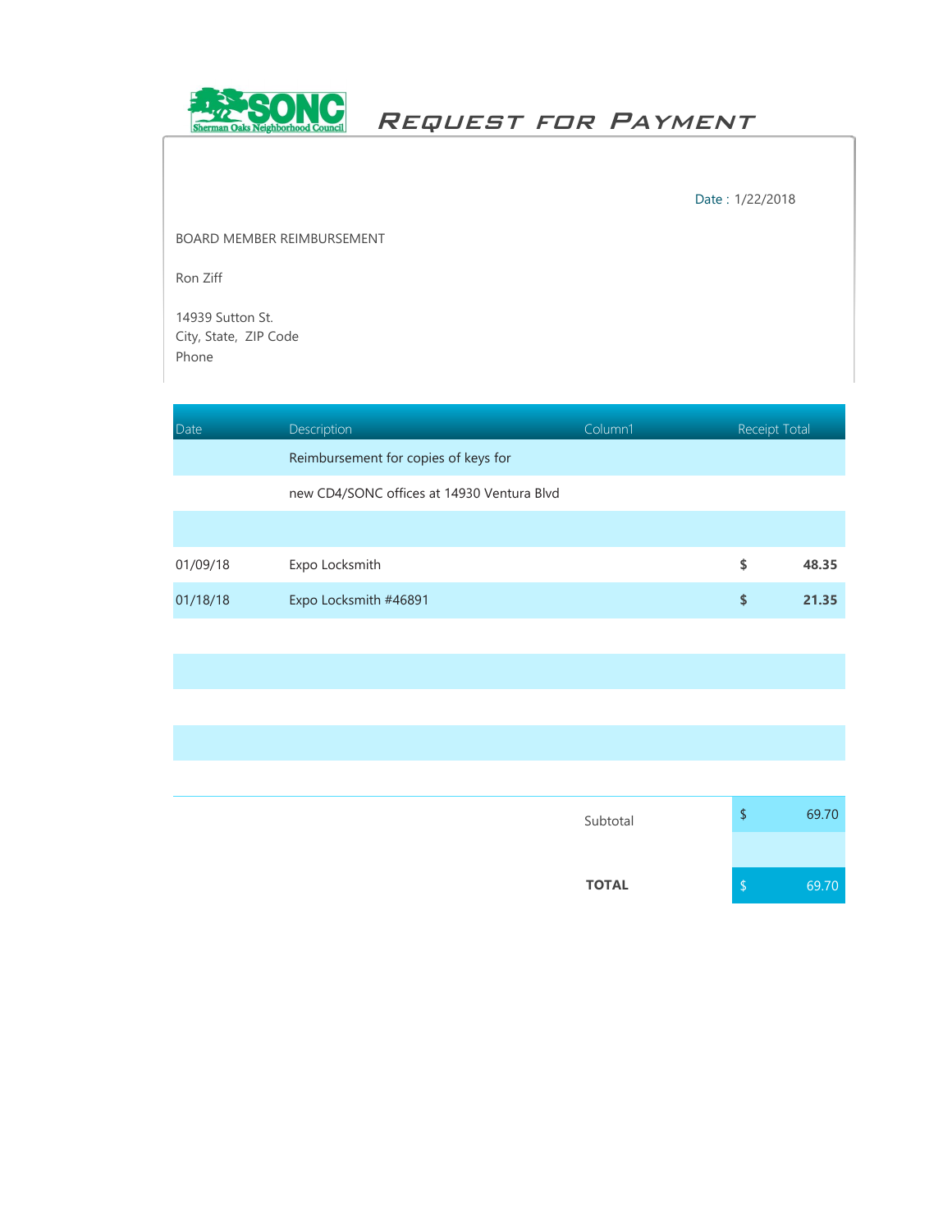SONC Sherman Oaks Neighborhood Council

# REQUEST FOR PAYMENT

Date : 1/22/2018

BOARD MEMBER REIMBURSEMENT

Ron Ziff

14939 Sutton St.
City, State, ZIP Code
Phone

| Date | Description | Column1 | Receipt Total |
|---|---|---|---|
| | Reimbursement for copies of keys for | | |
| | new CD4/SONC offices at 14930 Ventura Blvd | | |
| | | | |
| 01/09/18 | Expo Locksmith | | **$ 48.35** |
| 01/18/18 | Expo Locksmith #46891 | | **$ 21.35** |
| | | | |
| | | | |
| | | | |
| | | | |
| | | Subtotal | $ 69.70 |
| | | | |
| | | **TOTAL** | $ 69.70 |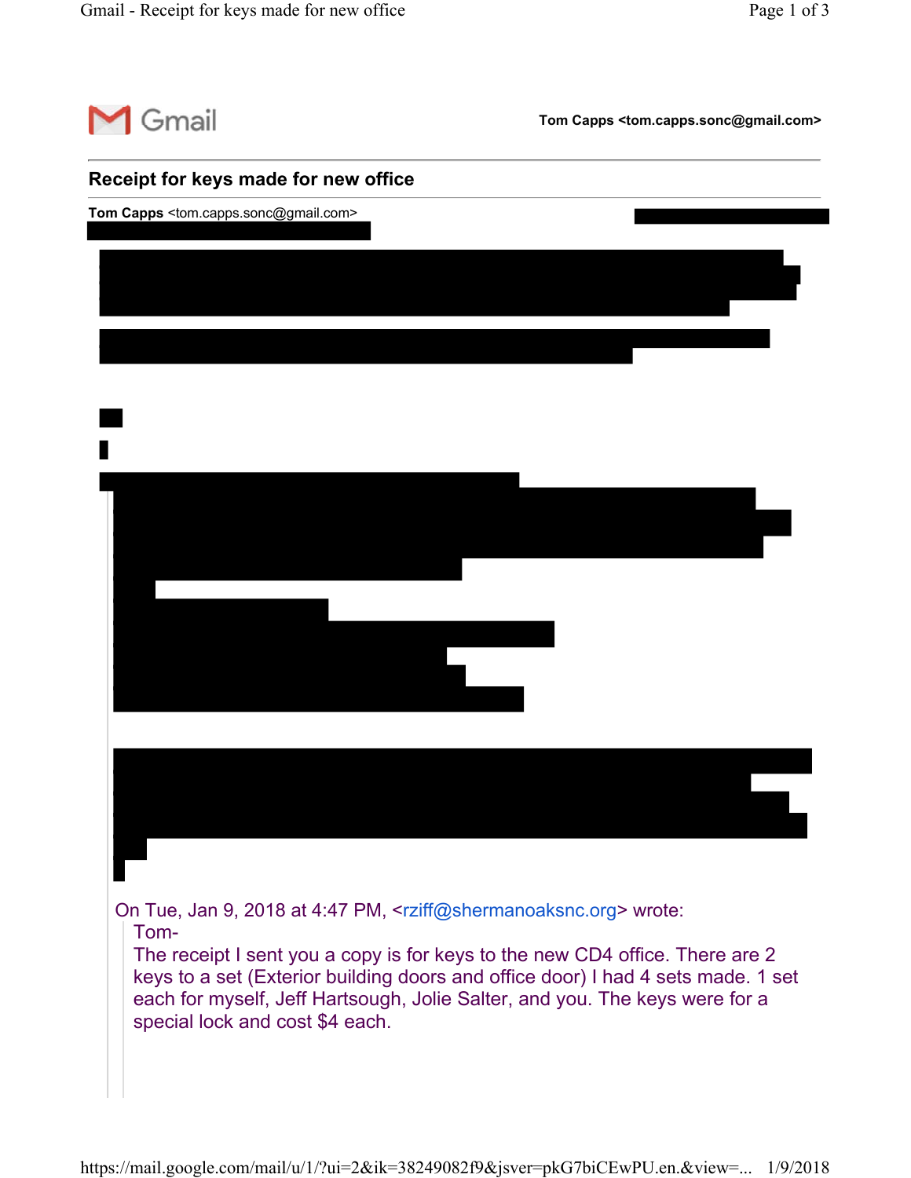Gmail

Tom Capps <tom.capps.sonc@gmail.com>

## Receipt for keys made for new office

**Tom Capps** <tom.capps.sonc@gmail.com>

On Tue, Jan 9, 2018 at 4:47 PM, <rziff@shermanoaksnc.org> wrote:

> Tom-
>
> The receipt I sent you a copy is for keys to the new CD4 office. There are 2 keys to a set (Exterior building doors and office door) I had 4 sets made. 1 set each for myself, Jeff Hartsough, Jolie Salter, and you. The keys were for a special lock and cost $4 each.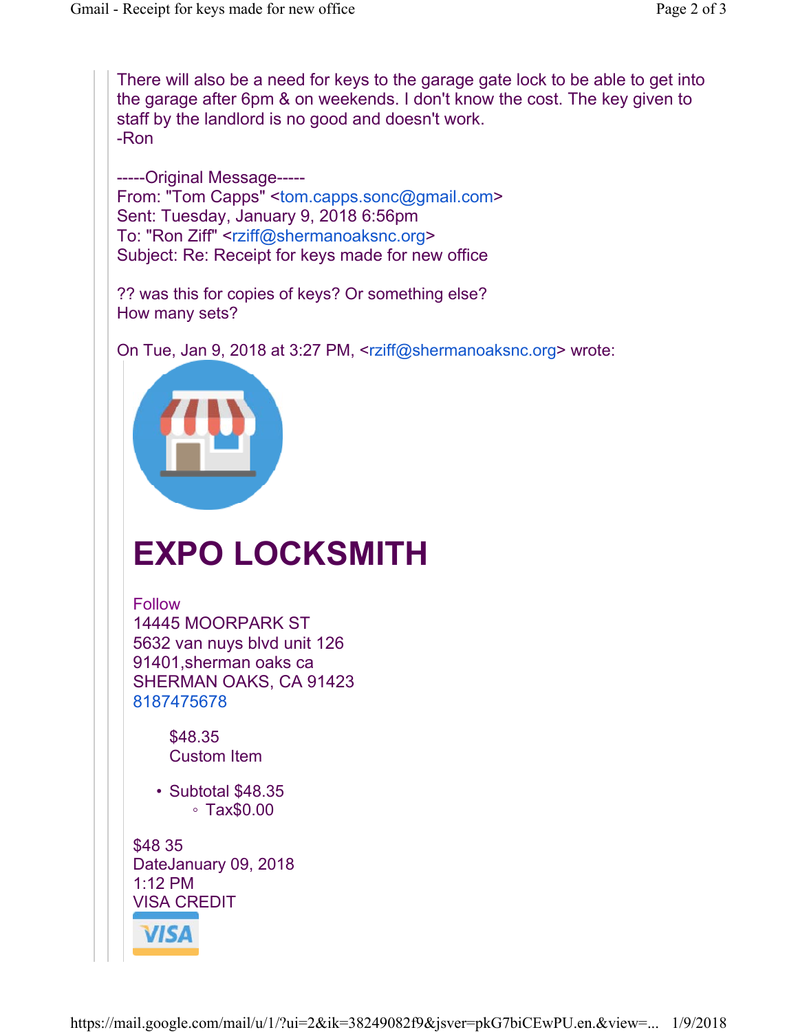There will also be a need for keys to the garage gate lock to be able to get into the garage after 6pm & on weekends. I don't know the cost. The key given to staff by the landlord is no good and doesn't work.
-Ron

-----Original Message-----
From: "Tom Capps" <tom.capps.sonc@gmail.com>
Sent: Tuesday, January 9, 2018 6:56pm
To: "Ron Ziff" <rziff@shermanoaksnc.org>
Subject: Re: Receipt for keys made for new office

?? was this for copies of keys? Or something else?
How many sets?

On Tue, Jan 9, 2018 at 3:27 PM, <rziff@shermanoaksnc.org> wrote:

# EXPO LOCKSMITH

Follow
14445 MOORPARK ST
5632 van nuys blvd unit 126
91401,sherman oaks ca
SHERMAN OAKS, CA 91423
8187475678

$48.35
Custom Item

- Subtotal $48.35
  - Tax$0.00

$48 35
DateJanuary 09, 2018
1:12 PM
VISA CREDIT

VISA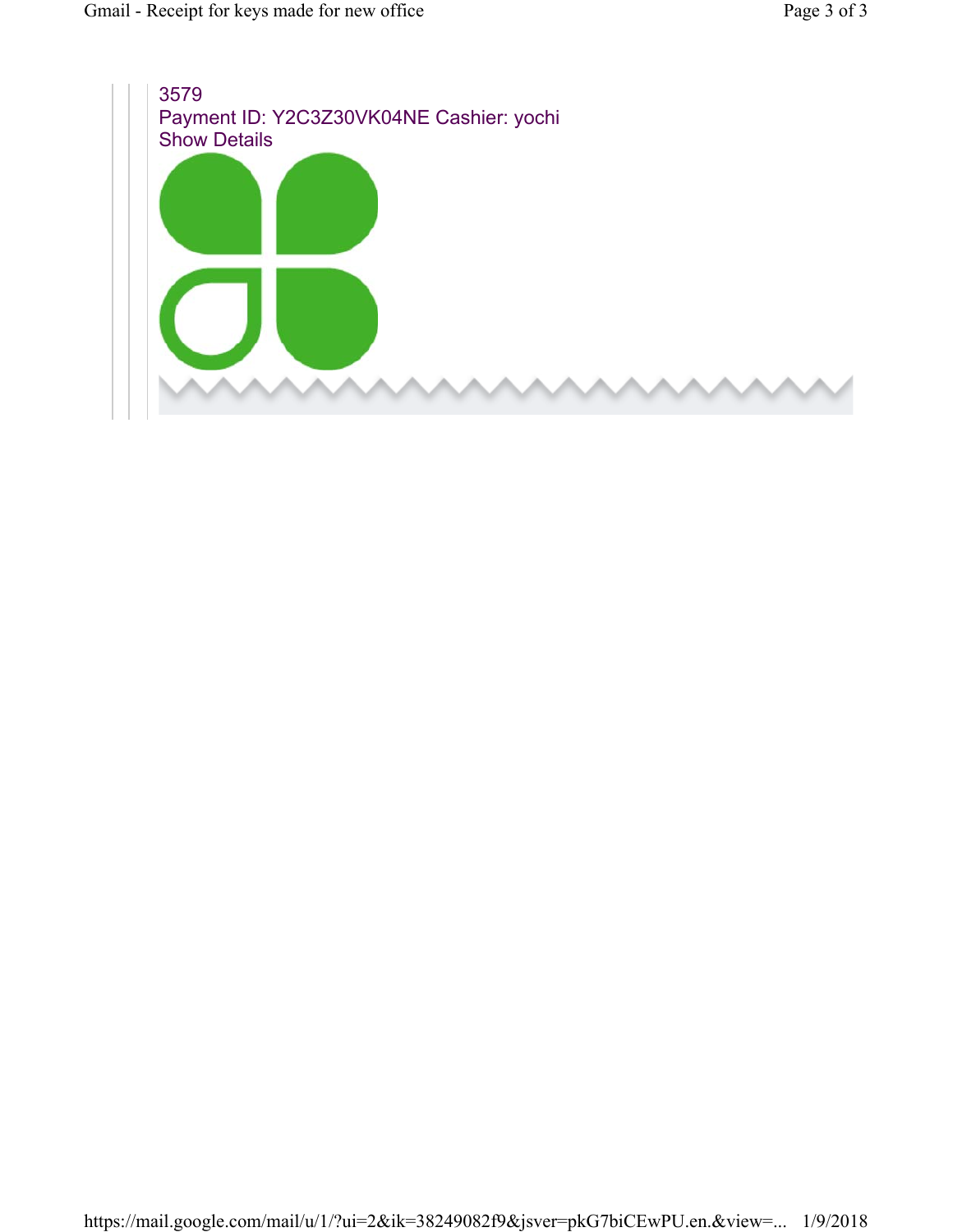3579
Payment ID: Y2C3Z30VK04NE Cashier: yochi
Show Details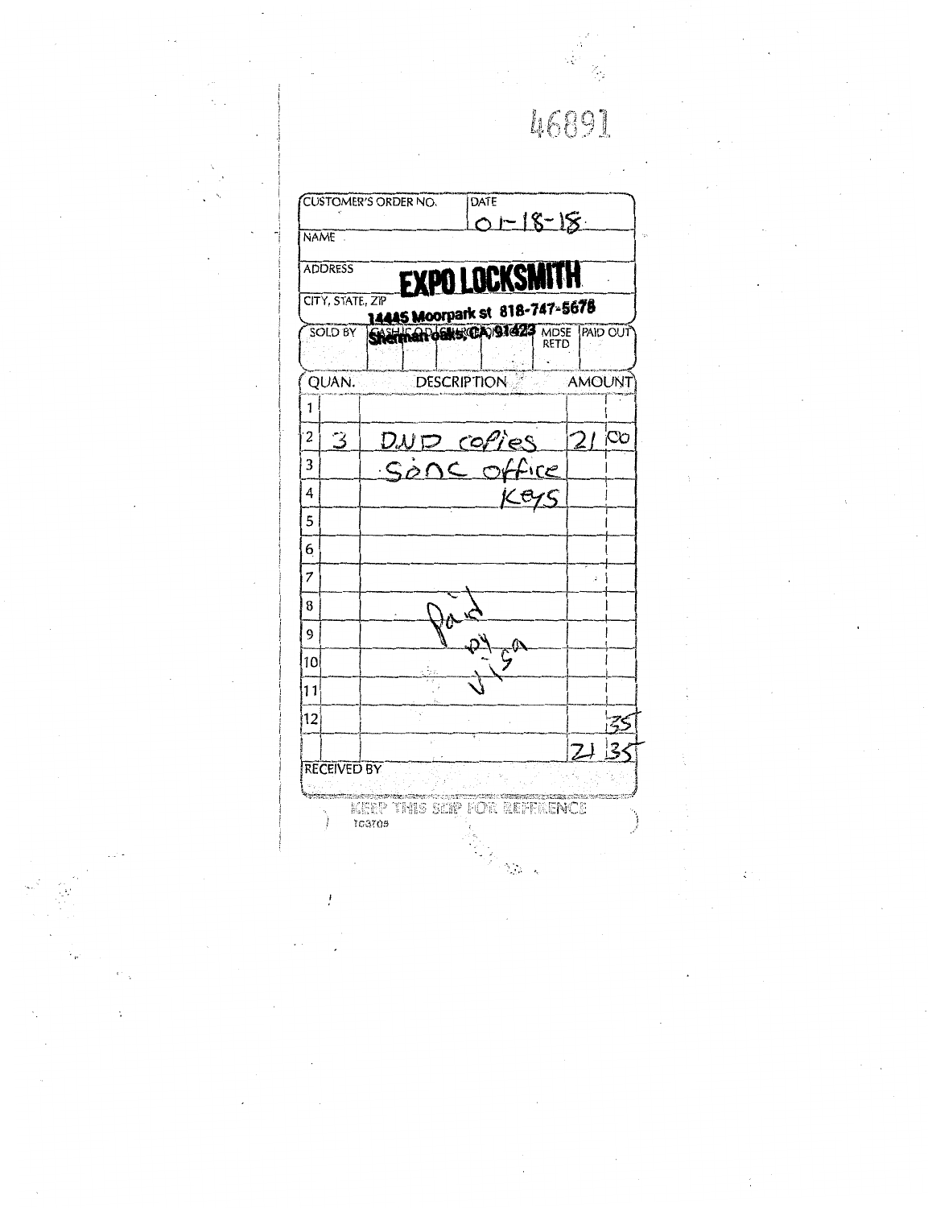46891

| CUSTOMER'S ORDER NO. | DATE 01-18-18 |
| --- | --- |
| NAME | |
| ADDRESS | |
| CITY, STATE, ZIP | |

**EXPO LOCKSMITH**

14445 Moorpark st 818-747-5678

Sherman oaks, CA, 91423

| SOLD BY | CASH | C.O.D. | CHARGE | ON ACCT. | MDSE RETD | PAID OUT |
| --- | --- | --- | --- | --- | --- | --- |
| | | | | | | |

| | QUAN. | DESCRIPTION | AMOUNT | |
| --- | --- | --- | --- | --- |
| 1 | | | | |
| 2 | 3 | DVD copies | 21 | 00 |
| 3 | | Sonc office | | |
| 4 | | Keys | | |
| 5 | | | | |
| 6 | | | | |
| 7 | | | | |
| 8 | | Paid | | |
| 9 | | by | | |
| 10 | | visa | | |
| 11 | | | | |
| 12 | | | | 35 |
| | | | 21 | 35 |

RECEIVED BY

KEEP THIS SLIP FOR REFERENCE

TC3705